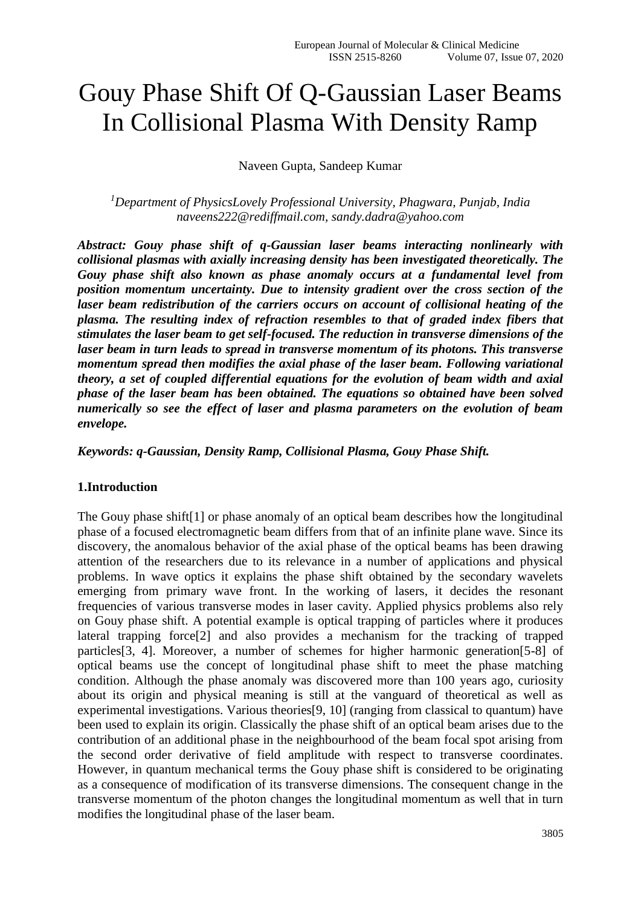# Gouy Phase Shift Of Q-Gaussian Laser Beams In Collisional Plasma With Density Ramp

Naveen Gupta, Sandeep Kumar

*[1]Department of PhysicsLovely Professional University, Phagwara, Punjab, India*
*naveens222@rediffmail.com, sandy.dadra@yahoo.com*

***Abstract: Gouy phase shift of q-Gaussian laser beams interacting nonlinearly with collisional plasmas with axially increasing density has been investigated theoretically. The Gouy phase shift also known as phase anomaly occurs at a fundamental level from position momentum uncertainty. Due to intensity gradient over the cross section of the laser beam redistribution of the carriers occurs on account of collisional heating of the plasma. The resulting index of refraction resembles to that of graded index fibers that stimulates the laser beam to get self-focused. The reduction in transverse dimensions of the laser beam in turn leads to spread in transverse momentum of its photons. This transverse momentum spread then modifies the axial phase of the laser beam. Following variational theory, a set of coupled differential equations for the evolution of beam width and axial phase of the laser beam has been obtained. The equations so obtained have been solved numerically so see the effect of laser and plasma parameters on the evolution of beam envelope.***

***Keywords: q-Gaussian, Density Ramp, Collisional Plasma, Gouy Phase Shift.***

## 1.Introduction

The Gouy phase shift[1] or phase anomaly of an optical beam describes how the longitudinal phase of a focused electromagnetic beam differs from that of an infinite plane wave. Since its discovery, the anomalous behavior of the axial phase of the optical beams has been drawing attention of the researchers due to its relevance in a number of applications and physical problems. In wave optics it explains the phase shift obtained by the secondary wavelets emerging from primary wave front. In the working of lasers, it decides the resonant frequencies of various transverse modes in laser cavity. Applied physics problems also rely on Gouy phase shift. A potential example is optical trapping of particles where it produces lateral trapping force[2] and also provides a mechanism for the tracking of trapped particles[3, 4]. Moreover, a number of schemes for higher harmonic generation[5-8] of optical beams use the concept of longitudinal phase shift to meet the phase matching condition. Although the phase anomaly was discovered more than 100 years ago, curiosity about its origin and physical meaning is still at the vanguard of theoretical as well as experimental investigations. Various theories[9, 10] (ranging from classical to quantum) have been used to explain its origin. Classically the phase shift of an optical beam arises due to the contribution of an additional phase in the neighbourhood of the beam focal spot arising from the second order derivative of field amplitude with respect to transverse coordinates. However, in quantum mechanical terms the Gouy phase shift is considered to be originating as a consequence of modification of its transverse dimensions. The consequent change in the transverse momentum of the photon changes the longitudinal momentum as well that in turn modifies the longitudinal phase of the laser beam.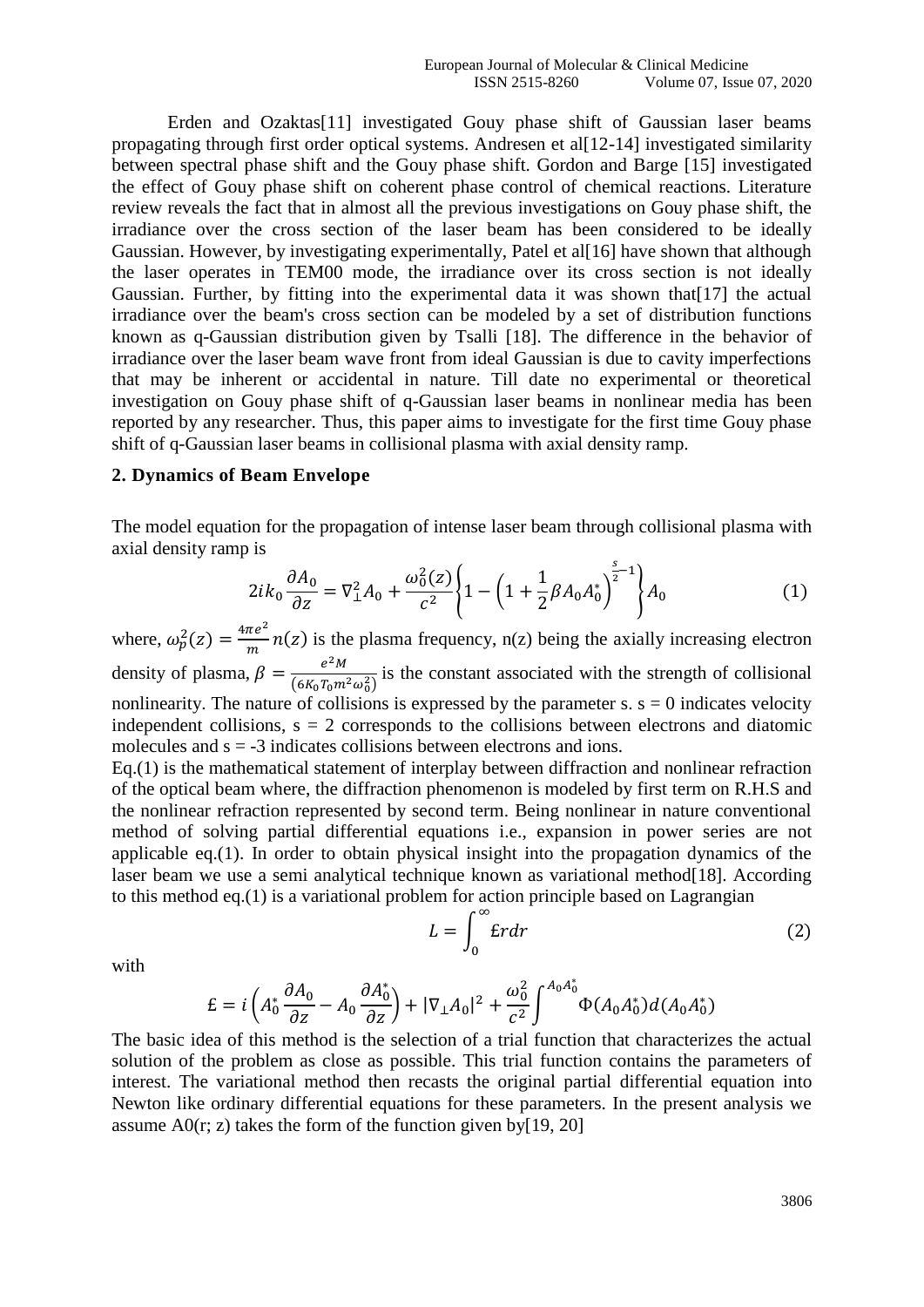Erden and Ozaktas[11] investigated Gouy phase shift of Gaussian laser beams propagating through first order optical systems. Andresen et al[12-14] investigated similarity between spectral phase shift and the Gouy phase shift. Gordon and Barge [15] investigated the effect of Gouy phase shift on coherent phase control of chemical reactions. Literature review reveals the fact that in almost all the previous investigations on Gouy phase shift, the irradiance over the cross section of the laser beam has been considered to be ideally Gaussian. However, by investigating experimentally, Patel et al[16] have shown that although the laser operates in TEM00 mode, the irradiance over its cross section is not ideally Gaussian. Further, by fitting into the experimental data it was shown that[17] the actual irradiance over the beam's cross section can be modeled by a set of distribution functions known as q-Gaussian distribution given by Tsalli [18]. The difference in the behavior of irradiance over the laser beam wave front from ideal Gaussian is due to cavity imperfections that may be inherent or accidental in nature. Till date no experimental or theoretical investigation on Gouy phase shift of q-Gaussian laser beams in nonlinear media has been reported by any researcher. Thus, this paper aims to investigate for the first time Gouy phase shift of q-Gaussian laser beams in collisional plasma with axial density ramp.

## 2. Dynamics of Beam Envelope

The model equation for the propagation of intense laser beam through collisional plasma with axial density ramp is

$$2ik_0\frac{\partial A_0}{\partial z} = \nabla_\perp^2 A_0 + \frac{\omega_0^2(z)}{c^2}\left\{1-\left(1+\frac{1}{2}\beta A_0 A_0^*\right)^{\frac{s}{2}-1}\right\}A_0 \tag{1}$$

where, $\omega_p^2(z) = \frac{4\pi e^2}{m}n(z)$ is the plasma frequency, n(z) being the axially increasing electron density of plasma, $\beta = \frac{e^2 M}{(6K_0 T_0 m^2 \omega_0^2)}$ is the constant associated with the strength of collisional nonlinearity. The nature of collisions is expressed by the parameter s. s = 0 indicates velocity independent collisions, s = 2 corresponds to the collisions between electrons and diatomic molecules and s = -3 indicates collisions between electrons and ions.

Eq.(1) is the mathematical statement of interplay between diffraction and nonlinear refraction of the optical beam where, the diffraction phenomenon is modeled by first term on R.H.S and the nonlinear refraction represented by second term. Being nonlinear in nature conventional method of solving partial differential equations i.e., expansion in power series are not applicable eq.(1). In order to obtain physical insight into the propagation dynamics of the laser beam we use a semi analytical technique known as variational method[18]. According to this method eq.(1) is a variational problem for action principle based on Lagrangian

$$L = \int_0^\infty \pounds r dr \tag{2}$$

with

$$\pounds = i\left(A_0^*\frac{\partial A_0}{\partial z} - A_0\frac{\partial A_0^*}{\partial z}\right) + |\nabla_\perp A_0|^2 + \frac{\omega_0^2}{c^2}\int^{A_0A_0^*}\Phi(A_0A_0^*)d(A_0A_0^*)$$

The basic idea of this method is the selection of a trial function that characterizes the actual solution of the problem as close as possible. This trial function contains the parameters of interest. The variational method then recasts the original partial differential equation into Newton like ordinary differential equations for these parameters. In the present analysis we assume A0(r; z) takes the form of the function given by[19, 20]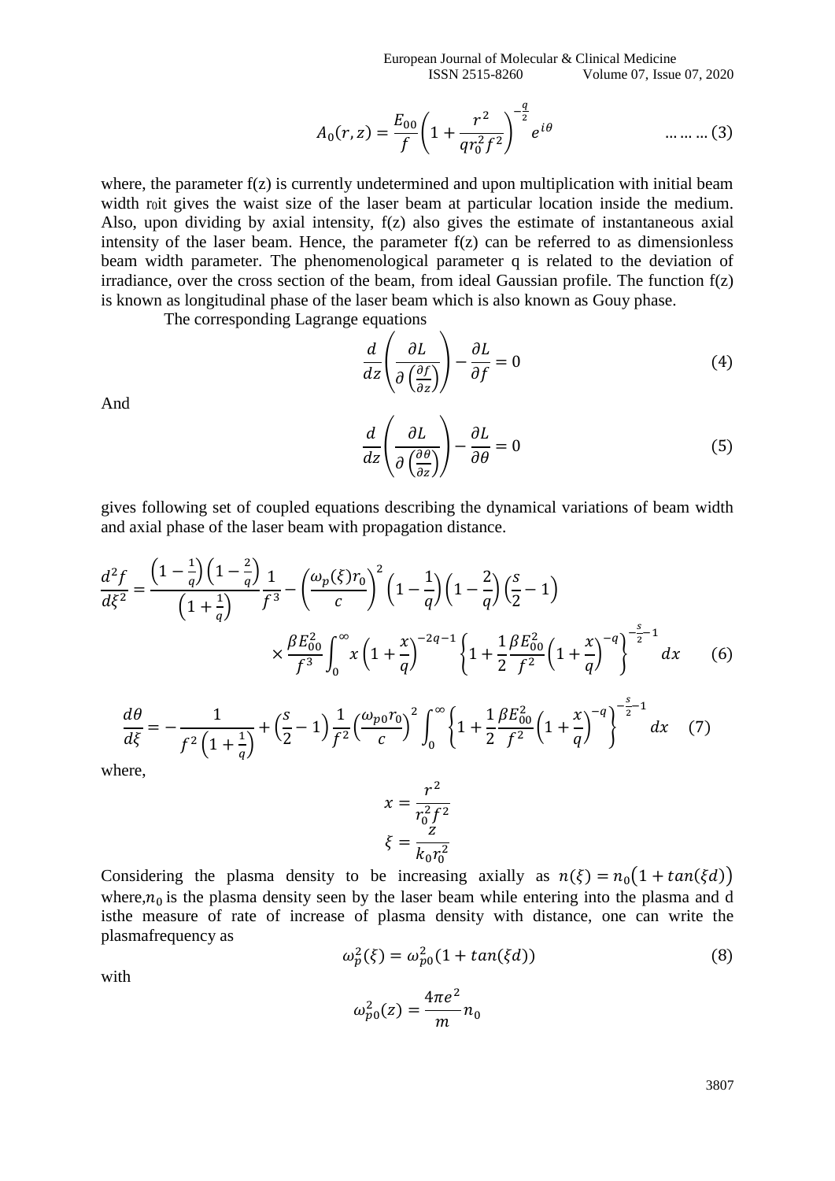$$A_0(r,z) = \frac{E_{00}}{f}\left(1 + \frac{r^2}{q r_0^2 f^2}\right)^{-\frac{q}{2}} e^{i\theta} \qquad \ldots\ldots\ldots(3)$$

where, the parameter f(z) is currently undetermined and upon multiplication with initial beam width $r_0$it gives the waist size of the laser beam at particular location inside the medium. Also, upon dividing by axial intensity, f(z) also gives the estimate of instantaneous axial intensity of the laser beam. Hence, the parameter f(z) can be referred to as dimensionless beam width parameter. The phenomenological parameter q is related to the deviation of irradiance, over the cross section of the beam, from ideal Gaussian profile. The function f(z) is known as longitudinal phase of the laser beam which is also known as Gouy phase.

The corresponding Lagrange equations

$$\frac{d}{dz}\left(\frac{\partial L}{\partial\left(\frac{\partial f}{\partial z}\right)}\right) - \frac{\partial L}{\partial f} = 0 \qquad (4)$$

And

$$\frac{d}{dz}\left(\frac{\partial L}{\partial\left(\frac{\partial \theta}{\partial z}\right)}\right) - \frac{\partial L}{\partial \theta} = 0 \qquad (5)$$

gives following set of coupled equations describing the dynamical variations of beam width and axial phase of the laser beam with propagation distance.

$$\frac{d^2 f}{d\xi^2} = \frac{\left(1-\frac{1}{q}\right)\left(1-\frac{2}{q}\right)}{\left(1+\frac{1}{q}\right)}\frac{1}{f^3} - \left(\frac{\omega_p(\xi) r_0}{c}\right)^2 \left(1-\frac{1}{q}\right)\left(1-\frac{2}{q}\right)\left(\frac{s}{2}-1\right) \times \frac{\beta E_{00}^2}{f^3}\int_0^\infty x\left(1+\frac{x}{q}\right)^{-2q-1}\left\{1+\frac{1}{2}\frac{\beta E_{00}^2}{f^2}\left(1+\frac{x}{q}\right)^{-q}\right\}^{-\frac{s}{2}-1} dx \qquad (6)$$

$$\frac{d\theta}{d\xi} = -\frac{1}{f^2\left(1+\frac{1}{q}\right)} + \left(\frac{s}{2}-1\right)\frac{1}{f^2}\left(\frac{\omega_{p0} r_0}{c}\right)^2 \int_0^\infty \left\{1+\frac{1}{2}\frac{\beta E_{00}^2}{f^2}\left(1+\frac{x}{q}\right)^{-q}\right\}^{-\frac{s}{2}-1} dx \qquad (7)$$

where,

$$x = \frac{r^2}{r_0^2 f^2}$$

$$\xi = \frac{z}{k_0 r_0^2}$$

Considering the plasma density to be increasing axially as $n(\xi) = n_0\big(1 + tan(\xi d)\big)$ where,$n_0$ is the plasma density seen by the laser beam while entering into the plasma and d isthe measure of rate of increase of plasma density with distance, one can write the plasmafrequency as

$$\omega_p^2(\xi) = \omega_{p0}^2(1 + tan(\xi d)) \qquad (8)$$

with

$$\omega_{p0}^2(z) = \frac{4\pi e^2}{m} n_0$$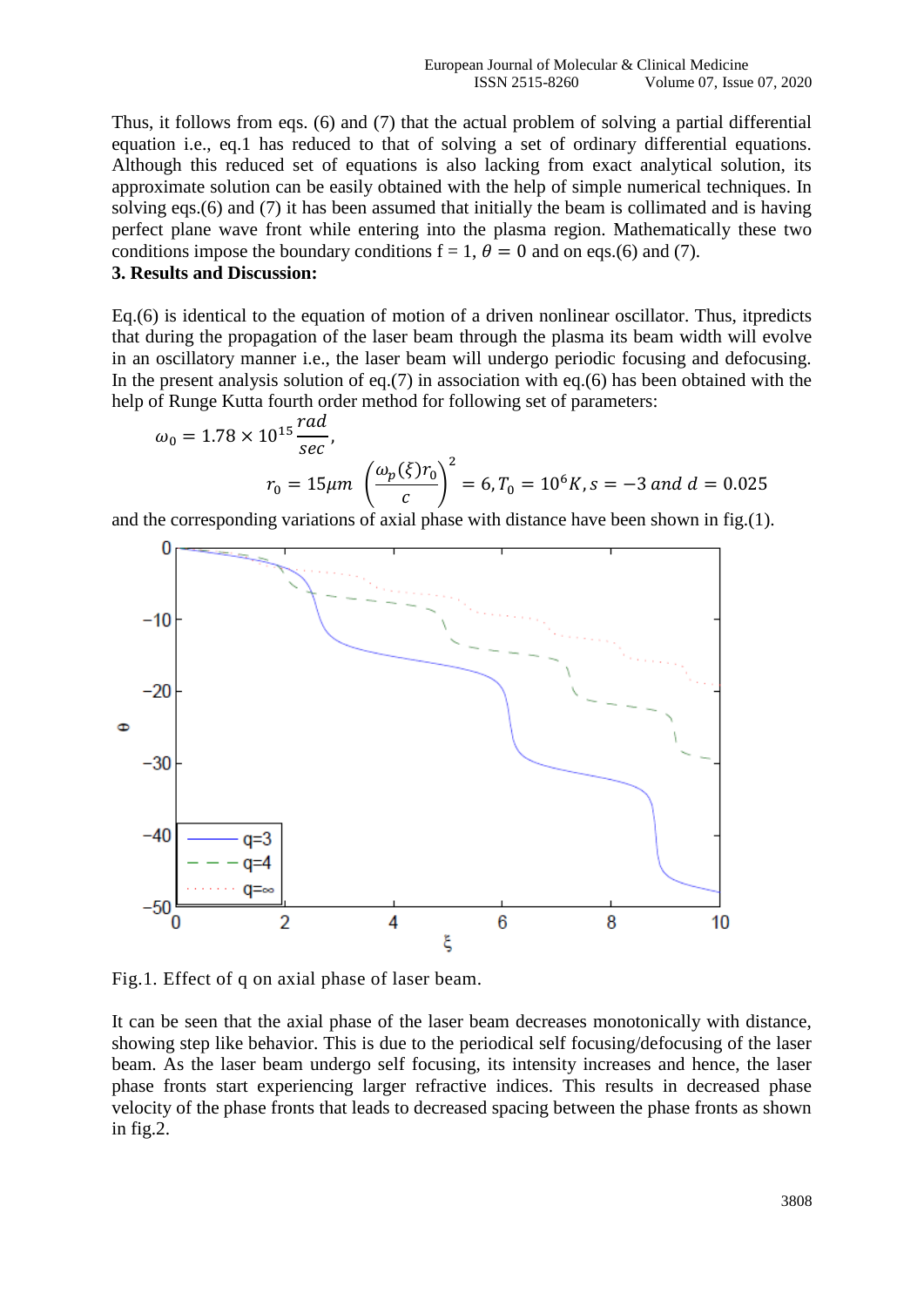Thus, it follows from eqs. (6) and (7) that the actual problem of solving a partial differential equation i.e., eq.1 has reduced to that of solving a set of ordinary differential equations. Although this reduced set of equations is also lacking from exact analytical solution, its approximate solution can be easily obtained with the help of simple numerical techniques. In solving eqs.(6) and (7) it has been assumed that initially the beam is collimated and is having perfect plane wave front while entering into the plasma region. Mathematically these two conditions impose the boundary conditions f = 1, $\theta = 0$ and on eqs.(6) and (7).

**3. Results and Discussion:**

Eq.(6) is identical to the equation of motion of a driven nonlinear oscillator. Thus, itpredicts that during the propagation of the laser beam through the plasma its beam width will evolve in an oscillatory manner i.e., the laser beam will undergo periodic focusing and defocusing. In the present analysis solution of eq.(7) in association with eq.(6) has been obtained with the help of Runge Kutta fourth order method for following set of parameters:

$$\omega_0 = 1.78 \times 10^{15} \frac{rad}{sec},$$

$$r_0 = 15\mu m \ \left(\frac{\omega_p(\xi) r_0}{c}\right)^2 = 6, T_0 = 10^6 K, s = -3 \ and \ d = 0.025$$

and the corresponding variations of axial phase with distance have been shown in fig.(1).

Fig.1. Effect of q on axial phase of laser beam.

It can be seen that the axial phase of the laser beam decreases monotonically with distance, showing step like behavior. This is due to the periodical self focusing/defocusing of the laser beam. As the laser beam undergo self focusing, its intensity increases and hence, the laser phase fronts start experiencing larger refractive indices. This results in decreased phase velocity of the phase fronts that leads to decreased spacing between the phase fronts as shown in fig.2.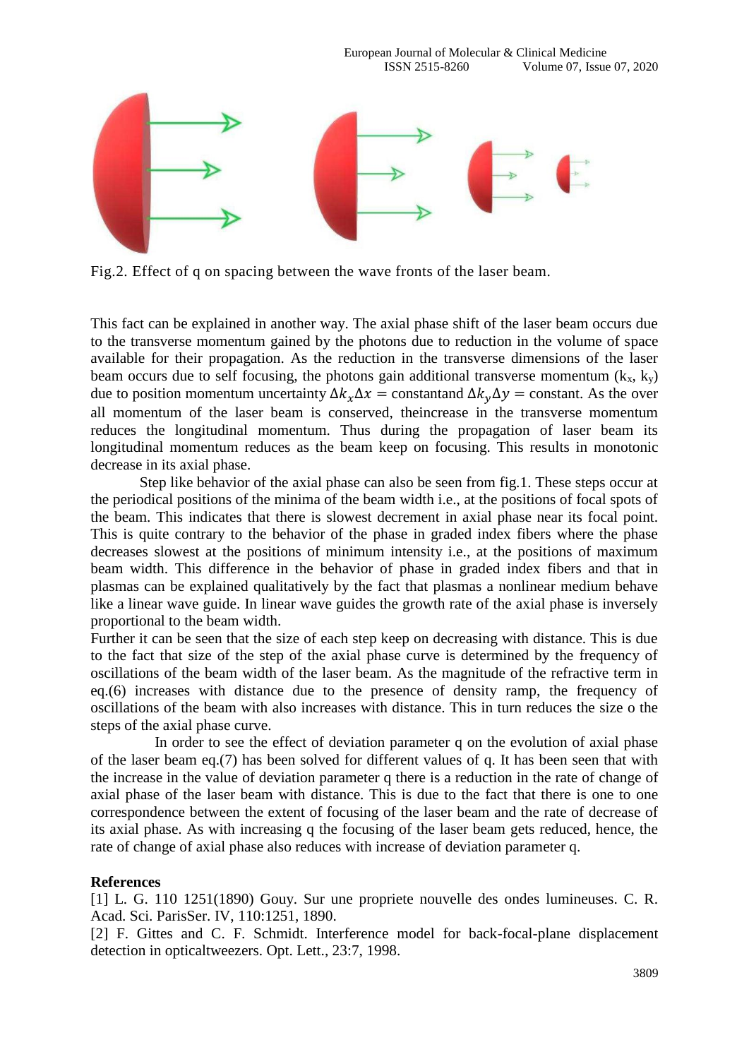Fig.2. Effect of q on spacing between the wave fronts of the laser beam.

This fact can be explained in another way. The axial phase shift of the laser beam occurs due to the transverse momentum gained by the photons due to reduction in the volume of space available for their propagation. As the reduction in the transverse dimensions of the laser beam occurs due to self focusing, the photons gain additional transverse momentum ($k_x$, $k_y$) due to position momentum uncertainty $\Delta k_x \Delta x =$ constantand $\Delta k_y \Delta y =$ constant. As the over all momentum of the laser beam is conserved, theincrease in the transverse momentum reduces the longitudinal momentum. Thus during the propagation of laser beam its longitudinal momentum reduces as the beam keep on focusing. This results in monotonic decrease in its axial phase.

Step like behavior of the axial phase can also be seen from fig.1. These steps occur at the periodical positions of the minima of the beam width i.e., at the positions of focal spots of the beam. This indicates that there is slowest decrement in axial phase near its focal point. This is quite contrary to the behavior of the phase in graded index fibers where the phase decreases slowest at the positions of minimum intensity i.e., at the positions of maximum beam width. This difference in the behavior of phase in graded index fibers and that in plasmas can be explained qualitatively by the fact that plasmas a nonlinear medium behave like a linear wave guide. In linear wave guides the growth rate of the axial phase is inversely proportional to the beam width.

Further it can be seen that the size of each step keep on decreasing with distance. This is due to the fact that size of the step of the axial phase curve is determined by the frequency of oscillations of the beam width of the laser beam. As the magnitude of the refractive term in eq.(6) increases with distance due to the presence of density ramp, the frequency of oscillations of the beam with also increases with distance. This in turn reduces the size o the steps of the axial phase curve.

In order to see the effect of deviation parameter q on the evolution of axial phase of the laser beam eq.(7) has been solved for different values of q. It has been seen that with the increase in the value of deviation parameter q there is a reduction in the rate of change of axial phase of the laser beam with distance. This is due to the fact that there is one to one correspondence between the extent of focusing of the laser beam and the rate of decrease of its axial phase. As with increasing q the focusing of the laser beam gets reduced, hence, the rate of change of axial phase also reduces with increase of deviation parameter q.

## References

[1] L. G. 110 1251(1890) Gouy. Sur une propriete nouvelle des ondes lumineuses. C. R. Acad. Sci. ParisSer. IV, 110:1251, 1890.

[2] F. Gittes and C. F. Schmidt. Interference model for back-focal-plane displacement detection in opticaltweezers. Opt. Lett., 23:7, 1998.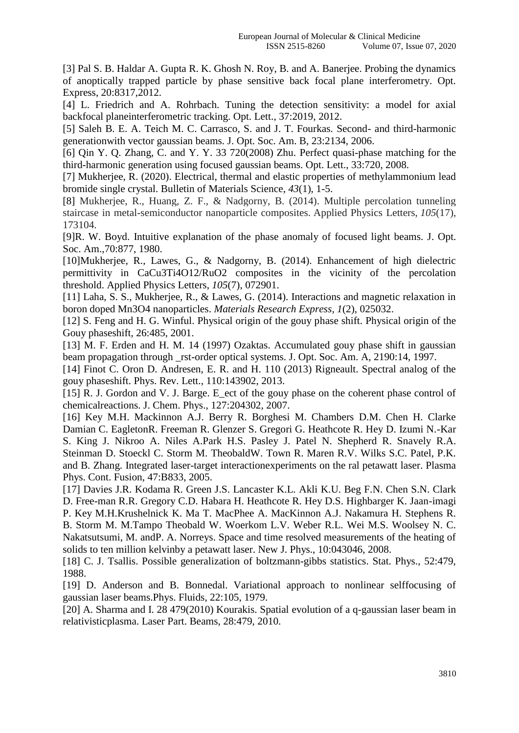[3] Pal S. B. Haldar A. Gupta R. K. Ghosh N. Roy, B. and A. Banerjee. Probing the dynamics of anoptically trapped particle by phase sensitive back focal plane interferometry. Opt. Express, 20:8317,2012.

[4] L. Friedrich and A. Rohrbach. Tuning the detection sensitivity: a model for axial backfocal planeinterferometric tracking. Opt. Lett., 37:2019, 2012.

[5] Saleh B. E. A. Teich M. C. Carrasco, S. and J. T. Fourkas. Second- and third-harmonic generationwith vector gaussian beams. J. Opt. Soc. Am. B, 23:2134, 2006.

[6] Qin Y. Q. Zhang, C. and Y. Y. 33 720(2008) Zhu. Perfect quasi-phase matching for the third-harmonic generation using focused gaussian beams. Opt. Lett., 33:720, 2008.

[7] Mukherjee, R. (2020). Electrical, thermal and elastic properties of methylammonium lead bromide single crystal. Bulletin of Materials Science, *43*(1), 1-5.

[8] Mukherjee, R., Huang, Z. F., & Nadgorny, B. (2014). Multiple percolation tunneling staircase in metal-semiconductor nanoparticle composites. Applied Physics Letters, *105*(17), 173104.

[9]R. W. Boyd. Intuitive explanation of the phase anomaly of focused light beams. J. Opt. Soc. Am.,70:877, 1980.

[10]Mukherjee, R., Lawes, G., & Nadgorny, B. (2014). Enhancement of high dielectric permittivity in CaCu3Ti4O12/RuO2 composites in the vicinity of the percolation threshold. Applied Physics Letters, *105*(7), 072901.

[11] Laha, S. S., Mukherjee, R., & Lawes, G. (2014). Interactions and magnetic relaxation in boron doped Mn3O4 nanoparticles. *Materials Research Express*, *1*(2), 025032.

[12] S. Feng and H. G. Winful. Physical origin of the gouy phase shift. Physical origin of the Gouy phaseshift, 26:485, 2001.

[13] M. F. Erden and H. M. 14 (1997) Ozaktas. Accumulated gouy phase shift in gaussian beam propagation through _rst-order optical systems. J. Opt. Soc. Am. A, 2190:14, 1997.

[14] Finot C. Oron D. Andresen, E. R. and H. 110 (2013) Rigneault. Spectral analog of the gouy phaseshift. Phys. Rev. Lett., 110:143902, 2013.

[15] R. J. Gordon and V. J. Barge. E_ect of the gouy phase on the coherent phase control of chemicalreactions. J. Chem. Phys., 127:204302, 2007.

[16] Key M.H. Mackinnon A.J. Berry R. Borghesi M. Chambers D.M. Chen H. Clarke Damian C. EagletonR. Freeman R. Glenzer S. Gregori G. Heathcote R. Hey D. Izumi N.-Kar S. King J. Nikroo A. Niles A.Park H.S. Pasley J. Patel N. Shepherd R. Snavely R.A. Steinman D. Stoeckl C. Storm M. TheobaldW. Town R. Maren R.V. Wilks S.C. Patel, P.K. and B. Zhang. Integrated laser-target interactionexperiments on the ral petawatt laser. Plasma Phys. Cont. Fusion, 47:B833, 2005.

[17] Davies J.R. Kodama R. Green J.S. Lancaster K.L. Akli K.U. Beg F.N. Chen S.N. Clark D. Free-man R.R. Gregory C.D. Habara H. Heathcote R. Hey D.S. Highbarger K. Jaan-imagi P. Key M.H.Krushelnick K. Ma T. MacPhee A. MacKinnon A.J. Nakamura H. Stephens R. B. Storm M. M.Tampo Theobald W. Woerkom L.V. Weber R.L. Wei M.S. Woolsey N. C. Nakatsutsumi, M. andP. A. Norreys. Space and time resolved measurements of the heating of solids to ten million kelvinby a petawatt laser. New J. Phys., 10:043046, 2008.

[18] C. J. Tsallis. Possible generalization of boltzmann-gibbs statistics. Stat. Phys., 52:479, 1988.

[19] D. Anderson and B. Bonnedal. Variational approach to nonlinear selffocusing of gaussian laser beams.Phys. Fluids, 22:105, 1979.

[20] A. Sharma and I. 28 479(2010) Kourakis. Spatial evolution of a q-gaussian laser beam in relativisticplasma. Laser Part. Beams, 28:479, 2010.